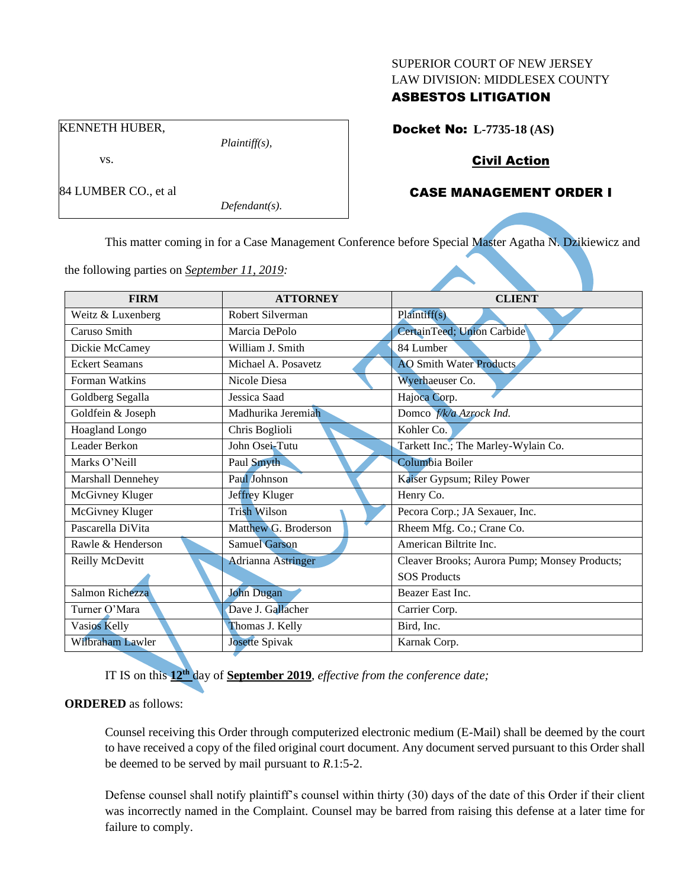SUPERIOR COURT OF NEW JERSEY
LAW DIVISION: MIDDLESEX COUNTY
**ASBESTOS LITIGATION**

KENNETH HUBER,

*Plaintiff(s),*

vs.

84 LUMBER CO., et al

*Defendant(s).*

**Docket No: L-7735-18 (AS)**

**Civil Action**

**CASE MANAGEMENT ORDER I**

This matter coming in for a Case Management Conference before Special Master Agatha N. Dzikiewicz and the following parties on *September 11, 2019:*

| FIRM | ATTORNEY | CLIENT |
|---|---|---|
| Weitz & Luxenberg | Robert Silverman | Plaintiff(s) |
| Caruso Smith | Marcia DePolo | CertainTeed; Union Carbide |
| Dickie McCamey | William J. Smith | 84 Lumber |
| Eckert Seamans | Michael A. Posavetz | AO Smith Water Products |
| Forman Watkins | Nicole Diesa | Wyerhaeuser Co. |
| Goldberg Segalla | Jessica Saad | Hajoca Corp. |
| Goldfein & Joseph | Madhurika Jeremiah | Domco *f/k/a Azrock Ind.* |
| Hoagland Longo | Chris Boglioli | Kohler Co. |
| Leader Berkon | John Osei-Tutu | Tarkett Inc.; The Marley-Wylain Co. |
| Marks O'Neill | Paul Smyth | Columbia Boiler |
| Marshall Dennehey | Paul Johnson | Kaiser Gypsum; Riley Power |
| McGivney Kluger | Jeffrey Kluger | Henry Co. |
| McGivney Kluger | Trish Wilson | Pecora Corp.; JA Sexauer, Inc. |
| Pascarella DiVita | Matthew G. Broderson | Rheem Mfg. Co.; Crane Co. |
| Rawle & Henderson | Samuel Garson | American Biltrite Inc. |
| Reilly McDevitt | Adrianna Astringer | Cleaver Brooks; Aurora Pump; Monsey Products; SOS Products |
| Salmon Richezza | John Dugan | Beazer East Inc. |
| Turner O'Mara | Dave J. Gallacher | Carrier Corp. |
| Vasios Kelly | Thomas J. Kelly | Bird, Inc. |
| Wilbraham Lawler | Josette Spivak | Karnak Corp. |

IT IS on this **12th** day of **September 2019**, *effective from the conference date;*

**ORDERED** as follows:

Counsel receiving this Order through computerized electronic medium (E-Mail) shall be deemed by the court to have received a copy of the filed original court document. Any document served pursuant to this Order shall be deemed to be served by mail pursuant to *R*.1:5-2.

Defense counsel shall notify plaintiff's counsel within thirty (30) days of the date of this Order if their client was incorrectly named in the Complaint. Counsel may be barred from raising this defense at a later time for failure to comply.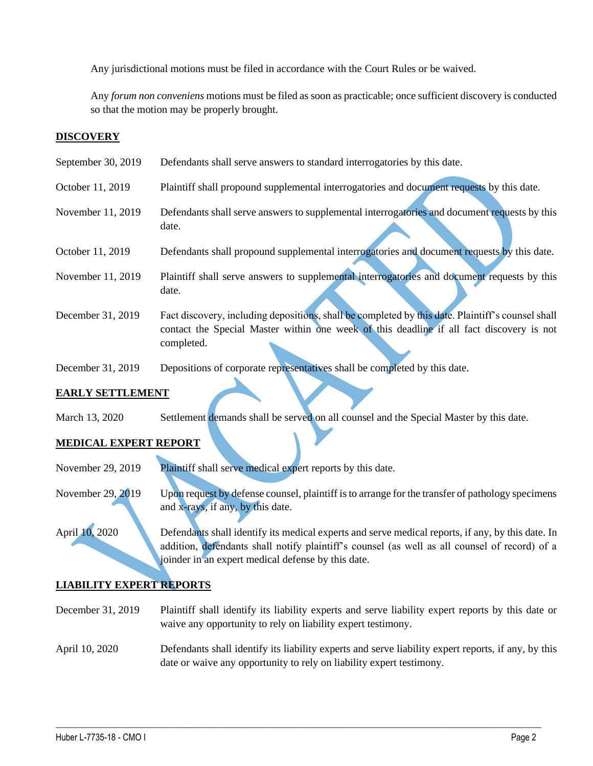Any jurisdictional motions must be filed in accordance with the Court Rules or be waived.

Any *forum non conveniens* motions must be filed as soon as practicable; once sufficient discovery is conducted so that the motion may be properly brought.

## DISCOVERY

| | |
|---|---|
| September 30, 2019 | Defendants shall serve answers to standard interrogatories by this date. |
| October 11, 2019 | Plaintiff shall propound supplemental interrogatories and document requests by this date. |
| November 11, 2019 | Defendants shall serve answers to supplemental interrogatories and document requests by this date. |
| October 11, 2019 | Defendants shall propound supplemental interrogatories and document requests by this date. |
| November 11, 2019 | Plaintiff shall serve answers to supplemental interrogatories and document requests by this date. |
| December 31, 2019 | Fact discovery, including depositions, shall be completed by this date. Plaintiff's counsel shall contact the Special Master within one week of this deadline if all fact discovery is not completed. |
| December 31, 2019 | Depositions of corporate representatives shall be completed by this date. |

## EARLY SETTLEMENT

| | |
|---|---|
| March 13, 2020 | Settlement demands shall be served on all counsel and the Special Master by this date. |

## MEDICAL EXPERT REPORT

| | |
|---|---|
| November 29, 2019 | Plaintiff shall serve medical expert reports by this date. |
| November 29, 2019 | Upon request by defense counsel, plaintiff is to arrange for the transfer of pathology specimens and x-rays, if any, by this date. |
| April 10, 2020 | Defendants shall identify its medical experts and serve medical reports, if any, by this date. In addition, defendants shall notify plaintiff's counsel (as well as all counsel of record) of a joinder in an expert medical defense by this date. |

## LIABILITY EXPERT REPORTS

| | |
|---|---|
| December 31, 2019 | Plaintiff shall identify its liability experts and serve liability expert reports by this date or waive any opportunity to rely on liability expert testimony. |
| April 10, 2020 | Defendants shall identify its liability experts and serve liability expert reports, if any, by this date or waive any opportunity to rely on liability expert testimony. |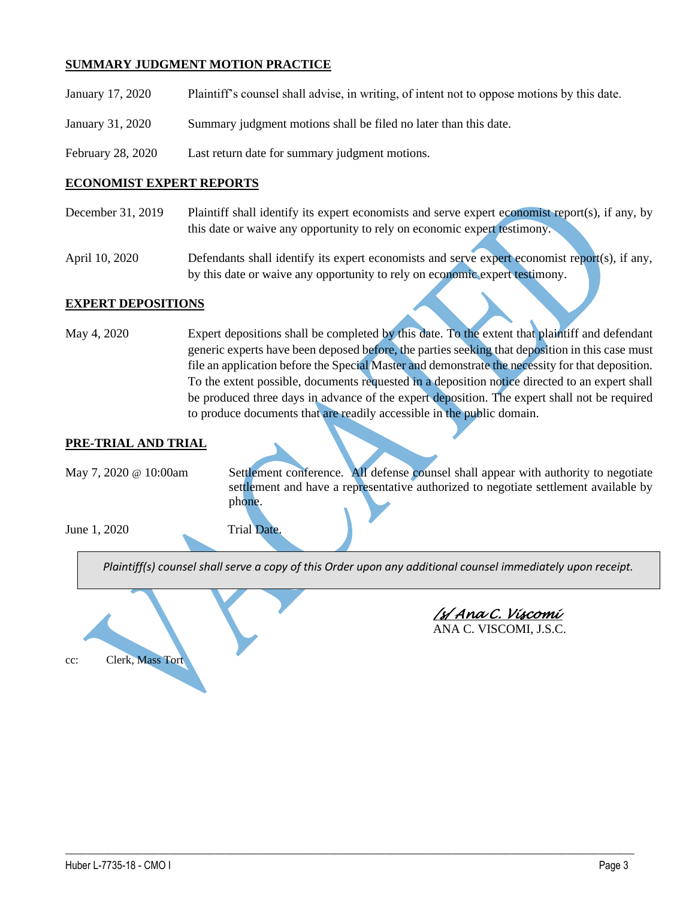**SUMMARY JUDGMENT MOTION PRACTICE**

| | |
|---|---|
| January 17, 2020 | Plaintiff's counsel shall advise, in writing, of intent not to oppose motions by this date. |
| January 31, 2020 | Summary judgment motions shall be filed no later than this date. |
| February 28, 2020 | Last return date for summary judgment motions. |

**ECONOMIST EXPERT REPORTS**

| | |
|---|---|
| December 31, 2019 | Plaintiff shall identify its expert economists and serve expert economist report(s), if any, by this date or waive any opportunity to rely on economic expert testimony. |
| April 10, 2020 | Defendants shall identify its expert economists and serve expert economist report(s), if any, by this date or waive any opportunity to rely on economic expert testimony. |

**EXPERT DEPOSITIONS**

| | |
|---|---|
| May 4, 2020 | Expert depositions shall be completed by this date. To the extent that plaintiff and defendant generic experts have been deposed before, the parties seeking that deposition in this case must file an application before the Special Master and demonstrate the necessity for that deposition. To the extent possible, documents requested in a deposition notice directed to an expert shall be produced three days in advance of the expert deposition. The expert shall not be required to produce documents that are readily accessible in the public domain. |

**PRE-TRIAL AND TRIAL**

| | |
|---|---|
| May 7, 2020 @ 10:00am | Settlement conference. All defense counsel shall appear with authority to negotiate settlement and have a representative authorized to negotiate settlement available by phone. |
| June 1, 2020 | Trial Date. |

*Plaintiff(s) counsel shall serve a copy of this Order upon any additional counsel immediately upon receipt.*

/s/ Ana C. Viscomi
ANA C. VISCOMI, J.S.C.

cc: Clerk, Mass Tort

VACATED